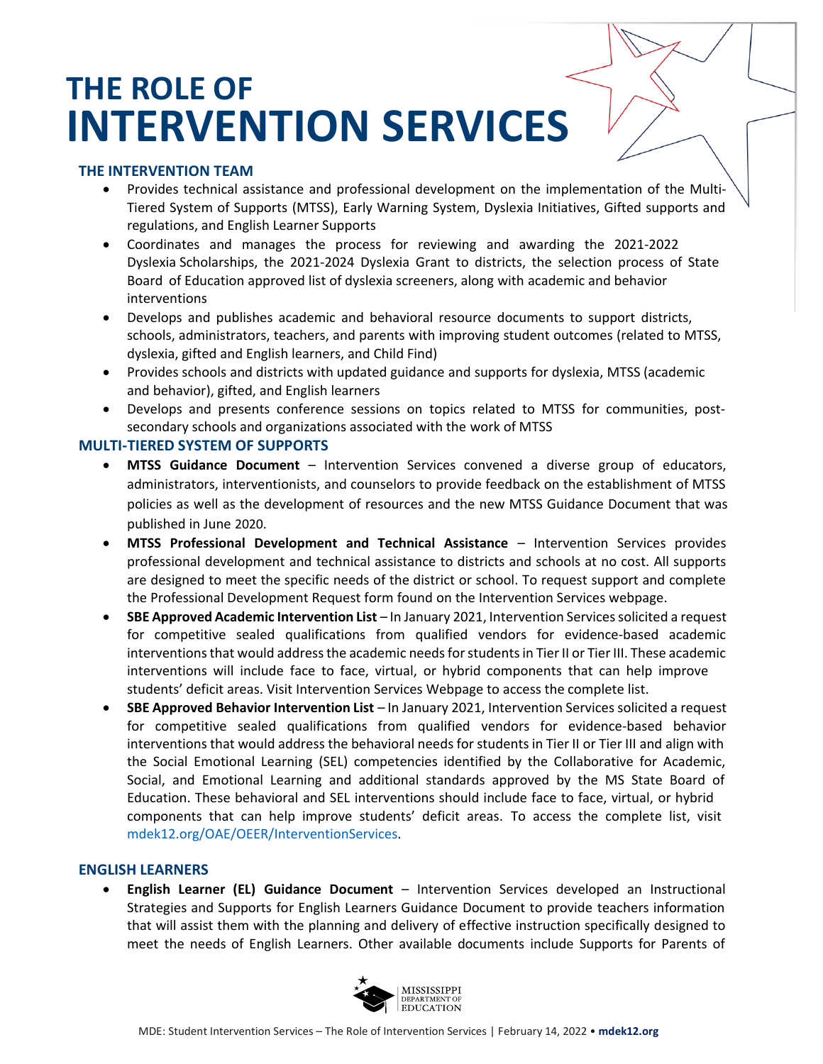# THE ROLE OF INTERVENTION SERVICES

## THE INTERVENTION TEAM

- Provides technical assistance and professional development on the implementation of the Multi-Tiered System of Supports (MTSS), Early Warning System, Dyslexia Initiatives, Gifted supports and regulations, and English Learner Supports
- Coordinates and manages the process for reviewing and awarding the 2021-2022 Dyslexia Scholarships, the 2021-2024 Dyslexia Grant to districts, the selection process of State Board of Education approved list of dyslexia screeners, along with academic and behavior interventions
- Develops and publishes academic and behavioral resource documents to support districts, schools, administrators, teachers, and parents with improving student outcomes (related to MTSS, dyslexia, gifted and English learners, and Child Find)
- Provides schools and districts with updated guidance and supports for dyslexia, MTSS (academic and behavior), gifted, and English learners
- Develops and presents conference sessions on topics related to MTSS for communities, post-secondary schools and organizations associated with the work of MTSS

## MULTI-TIERED SYSTEM OF SUPPORTS

- **MTSS Guidance Document** – Intervention Services convened a diverse group of educators, administrators, interventionists, and counselors to provide feedback on the establishment of MTSS policies as well as the development of resources and the new MTSS Guidance Document that was published in June 2020.
- **MTSS Professional Development and Technical Assistance** – Intervention Services provides professional development and technical assistance to districts and schools at no cost. All supports are designed to meet the specific needs of the district or school. To request support and complete the Professional Development Request form found on the Intervention Services webpage.
- **SBE Approved Academic Intervention List** – In January 2021, Intervention Services solicited a request for competitive sealed qualifications from qualified vendors for evidence-based academic interventions that would address the academic needs for students in Tier II or Tier III. These academic interventions will include face to face, virtual, or hybrid components that can help improve students' deficit areas. Visit Intervention Services Webpage to access the complete list.
- **SBE Approved Behavior Intervention List** – In January 2021, Intervention Services solicited a request for competitive sealed qualifications from qualified vendors for evidence-based behavior interventions that would address the behavioral needs for students in Tier II or Tier III and align with the Social Emotional Learning (SEL) competencies identified by the Collaborative for Academic, Social, and Emotional Learning and additional standards approved by the MS State Board of Education. These behavioral and SEL interventions should include face to face, virtual, or hybrid components that can help improve students' deficit areas. To access the complete list, visit mdek12.org/OAE/OEER/InterventionServices.

## ENGLISH LEARNERS

- **English Learner (EL) Guidance Document** – Intervention Services developed an Instructional Strategies and Supports for English Learners Guidance Document to provide teachers information that will assist them with the planning and delivery of effective instruction specifically designed to meet the needs of English Learners. Other available documents include Supports for Parents of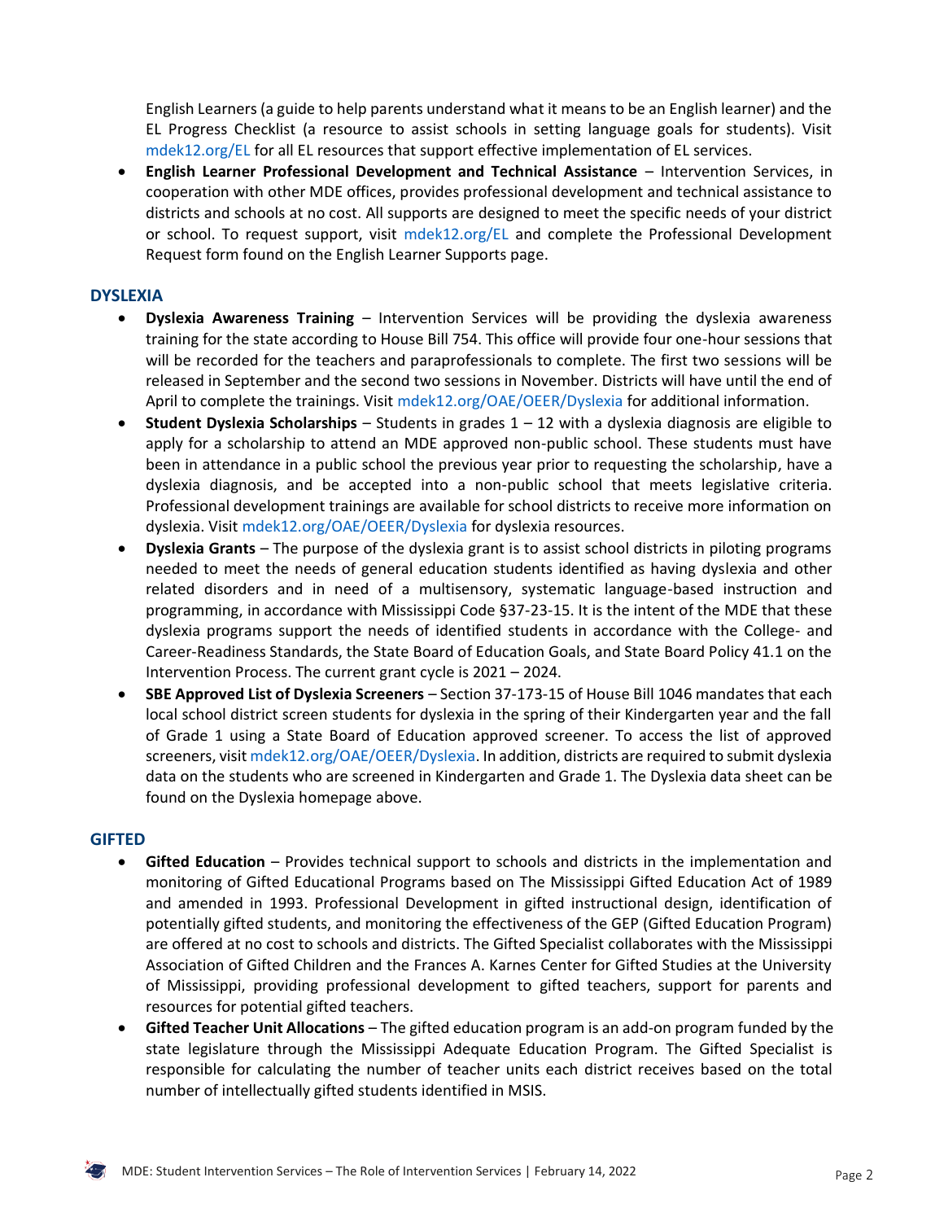English Learners (a guide to help parents understand what it means to be an English learner) and the EL Progress Checklist (a resource to assist schools in setting language goals for students). Visit mdek12.org/EL for all EL resources that support effective implementation of EL services.

- **English Learner Professional Development and Technical Assistance** – Intervention Services, in cooperation with other MDE offices, provides professional development and technical assistance to districts and schools at no cost. All supports are designed to meet the specific needs of your district or school. To request support, visit mdek12.org/EL and complete the Professional Development Request form found on the English Learner Supports page.

## DYSLEXIA

- **Dyslexia Awareness Training** – Intervention Services will be providing the dyslexia awareness training for the state according to House Bill 754. This office will provide four one-hour sessions that will be recorded for the teachers and paraprofessionals to complete. The first two sessions will be released in September and the second two sessions in November. Districts will have until the end of April to complete the trainings. Visit mdek12.org/OAE/OEER/Dyslexia for additional information.
- **Student Dyslexia Scholarships** – Students in grades 1 – 12 with a dyslexia diagnosis are eligible to apply for a scholarship to attend an MDE approved non-public school. These students must have been in attendance in a public school the previous year prior to requesting the scholarship, have a dyslexia diagnosis, and be accepted into a non-public school that meets legislative criteria. Professional development trainings are available for school districts to receive more information on dyslexia. Visit mdek12.org/OAE/OEER/Dyslexia for dyslexia resources.
- **Dyslexia Grants** – The purpose of the dyslexia grant is to assist school districts in piloting programs needed to meet the needs of general education students identified as having dyslexia and other related disorders and in need of a multisensory, systematic language-based instruction and programming, in accordance with Mississippi Code §37-23-15. It is the intent of the MDE that these dyslexia programs support the needs of identified students in accordance with the College- and Career-Readiness Standards, the State Board of Education Goals, and State Board Policy 41.1 on the Intervention Process. The current grant cycle is 2021 – 2024.
- **SBE Approved List of Dyslexia Screeners** – Section 37-173-15 of House Bill 1046 mandates that each local school district screen students for dyslexia in the spring of their Kindergarten year and the fall of Grade 1 using a State Board of Education approved screener. To access the list of approved screeners, visit mdek12.org/OAE/OEER/Dyslexia. In addition, districts are required to submit dyslexia data on the students who are screened in Kindergarten and Grade 1. The Dyslexia data sheet can be found on the Dyslexia homepage above.

## GIFTED

- **Gifted Education** – Provides technical support to schools and districts in the implementation and monitoring of Gifted Educational Programs based on The Mississippi Gifted Education Act of 1989 and amended in 1993. Professional Development in gifted instructional design, identification of potentially gifted students, and monitoring the effectiveness of the GEP (Gifted Education Program) are offered at no cost to schools and districts. The Gifted Specialist collaborates with the Mississippi Association of Gifted Children and the Frances A. Karnes Center for Gifted Studies at the University of Mississippi, providing professional development to gifted teachers, support for parents and resources for potential gifted teachers.
- **Gifted Teacher Unit Allocations** – The gifted education program is an add-on program funded by the state legislature through the Mississippi Adequate Education Program. The Gifted Specialist is responsible for calculating the number of teacher units each district receives based on the total number of intellectually gifted students identified in MSIS.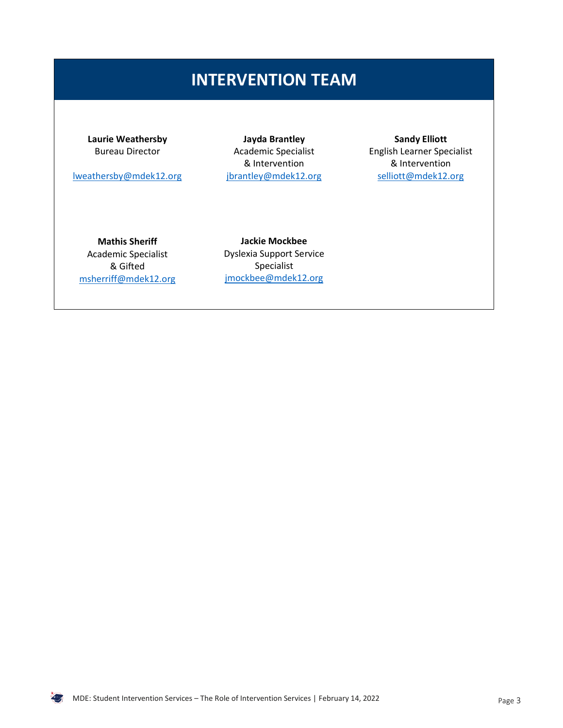# INTERVENTION TEAM

**Laurie Weathersby**
Bureau Director
lweathersby@mdek12.org

**Jayda Brantley**
Academic Specialist
& Intervention
jbrantley@mdek12.org

**Sandy Elliott**
English Learner Specialist
& Intervention
selliott@mdek12.org

**Mathis Sheriff**
Academic Specialist
& Gifted
msherriff@mdek12.org

**Jackie Mockbee**
Dyslexia Support Service
Specialist
jmockbee@mdek12.org